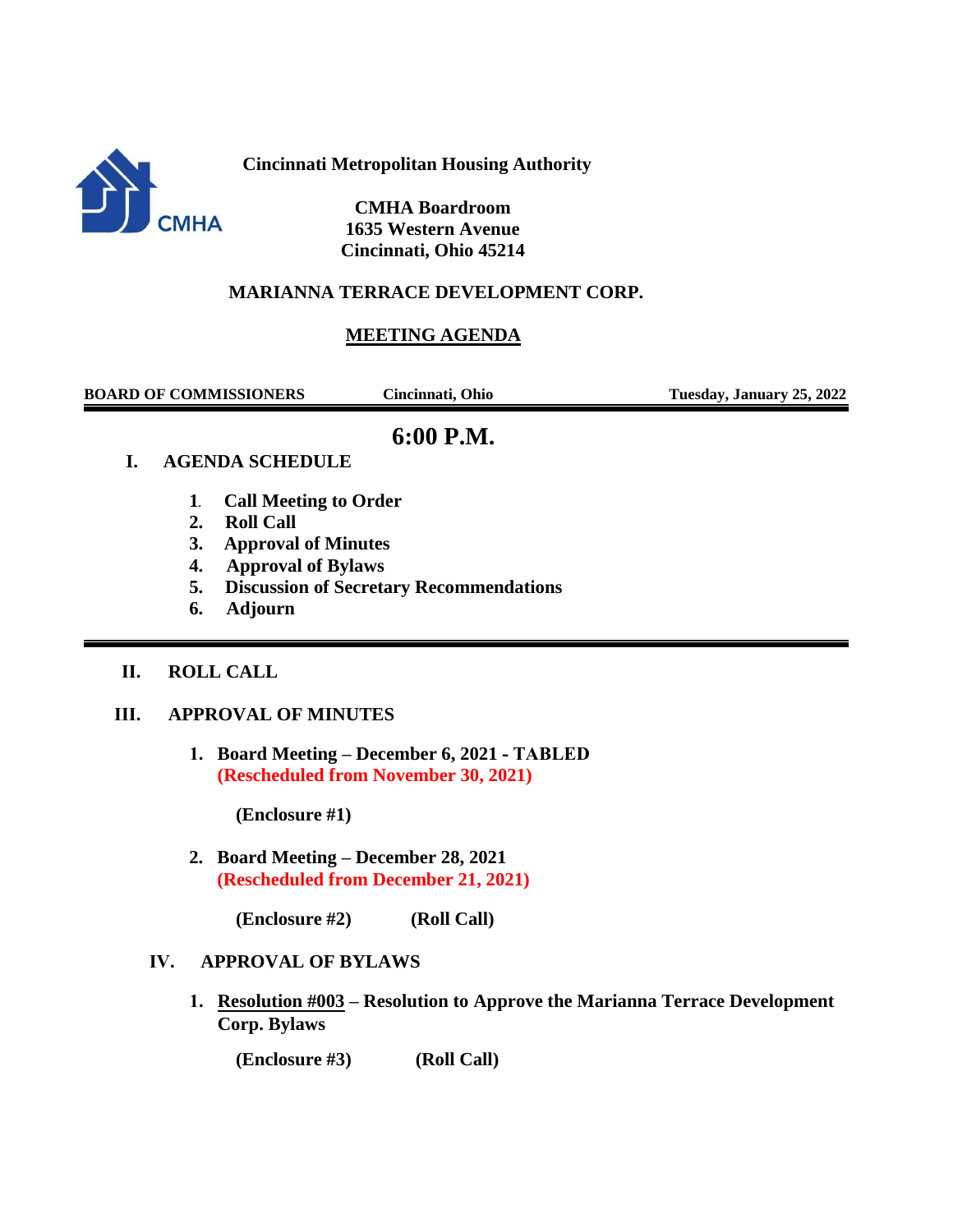**Cincinnati Metropolitan Housing Authority**

**CMHA Boardroom**
**1635 Western Avenue**
**Cincinnati, Ohio 45214**

# MARIANNA TERRACE DEVELOPMENT CORP.

## MEETING AGENDA

**BOARD OF COMMISSIONERS** | **Cincinnati, Ohio** | **Tuesday, January 25, 2022**

## 6:00 P.M.

### I. AGENDA SCHEDULE

1. **Call Meeting to Order**
2. **Roll Call**
3. **Approval of Minutes**
4. **Approval of Bylaws**
5. **Discussion of Secretary Recommendations**
6. **Adjourn**

---

### II. ROLL CALL

### III. APPROVAL OF MINUTES

1. **Board Meeting – December 6, 2021 - TABLED**
   **(Rescheduled from November 30, 2021)**

   **(Enclosure #1)**

2. **Board Meeting – December 28, 2021**
   **(Rescheduled from December 21, 2021)**

   **(Enclosure #2)** **(Roll Call)**

### IV. APPROVAL OF BYLAWS

1. **Resolution #003 – Resolution to Approve the Marianna Terrace Development Corp. Bylaws**

   **(Enclosure #3)** **(Roll Call)**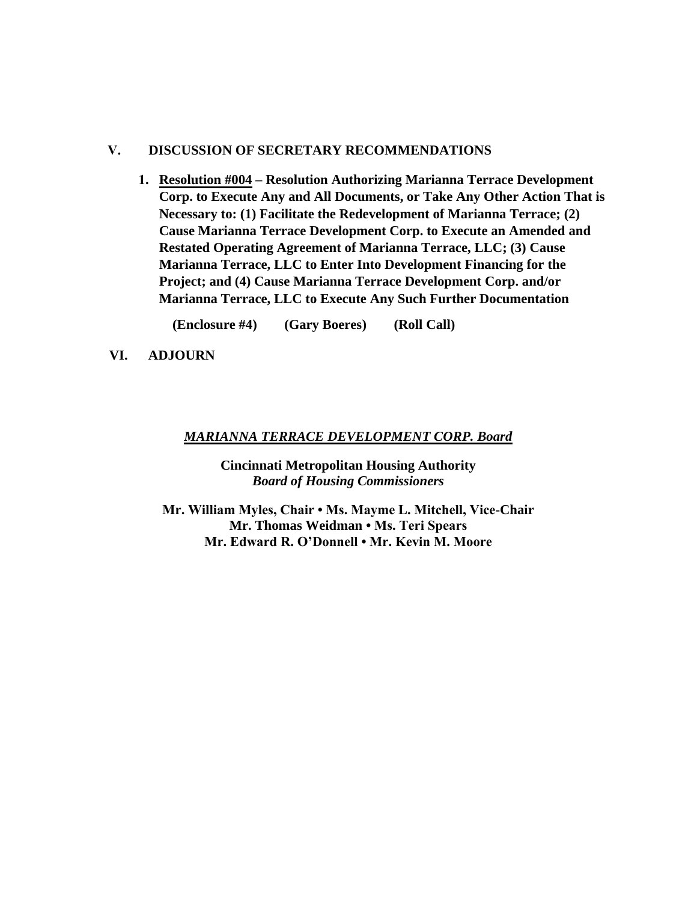## V. DISCUSSION OF SECRETARY RECOMMENDATIONS

1. **<u>Resolution #004</u> – Resolution Authorizing Marianna Terrace Development Corp. to Execute Any and All Documents, or Take Any Other Action That is Necessary to: (1) Facilitate the Redevelopment of Marianna Terrace; (2) Cause Marianna Terrace Development Corp. to Execute an Amended and Restated Operating Agreement of Marianna Terrace, LLC; (3) Cause Marianna Terrace, LLC to Enter Into Development Financing for the Project; and (4) Cause Marianna Terrace Development Corp. and/or Marianna Terrace, LLC to Execute Any Such Further Documentation**

   **(Enclosure #4) (Gary Boeres) (Roll Call)**

## VI. ADJOURN

***<u>MARIANNA TERRACE DEVELOPMENT CORP. Board</u>***

**Cincinnati Metropolitan Housing Authority**
***Board of Housing Commissioners***

**Mr. William Myles, Chair • Ms. Mayme L. Mitchell, Vice-Chair**
**Mr. Thomas Weidman • Ms. Teri Spears**
**Mr. Edward R. O'Donnell • Mr. Kevin M. Moore**